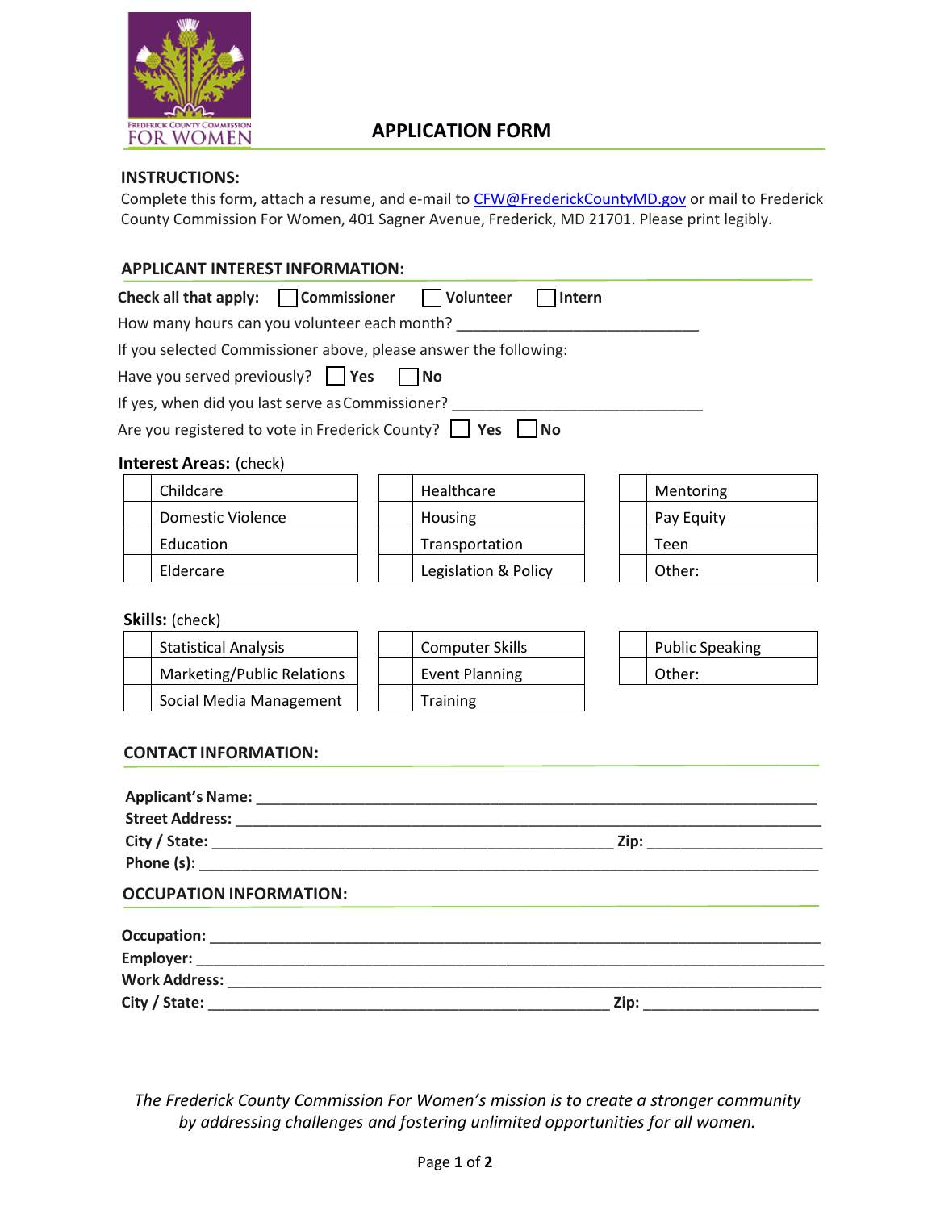FREDERICK COUNTY COMMISSION FOR WOMEN

# APPLICATION FORM

**INSTRUCTIONS:**

Complete this form, attach a resume, and e-mail to CFW@FrederickCountyMD.gov or mail to Frederick County Commission For Women, 401 Sagner Avenue, Frederick, MD 21701. Please print legibly.

## APPLICANT INTEREST INFORMATION:

**Check all that apply:** ☐ **Commissioner** ☐ **Volunteer** ☐ **Intern**

How many hours can you volunteer each month? ______________________________

If you selected Commissioner above, please answer the following:

Have you served previously? ☐ **Yes** ☐ **No**

If yes, when did you last serve as Commissioner? ______________________________

Are you registered to vote in Frederick County? ☐ **Yes** ☐ **No**

**Interest Areas:** (check)

| | | | | | |
|---|---|---|---|---|---|
| | Childcare | | Healthcare | | Mentoring |
| | Domestic Violence | | Housing | | Pay Equity |
| | Education | | Transportation | | Teen |
| | Eldercare | | Legislation & Policy | | Other: |

**Skills:** (check)

| | | | | | |
|---|---|---|---|---|---|
| | Statistical Analysis | | Computer Skills | | Public Speaking |
| | Marketing/Public Relations | | Event Planning | | Other: |
| | Social Media Management | | Training | | |

## CONTACT INFORMATION:

**Applicant's Name:** ______________________________________________________________________

**Street Address:** ______________________________________________________________________

**City / State:** ______________________________________________ **Zip:** ____________________

**Phone (s):** ______________________________________________________________________

## OCCUPATION INFORMATION:

**Occupation:** ______________________________________________________________________

**Employer:** ______________________________________________________________________

**Work Address:** ______________________________________________________________________

**City / State:** ______________________________________________ **Zip:** ____________________

*The Frederick County Commission For Women's mission is to create a stronger community by addressing challenges and fostering unlimited opportunities for all women.*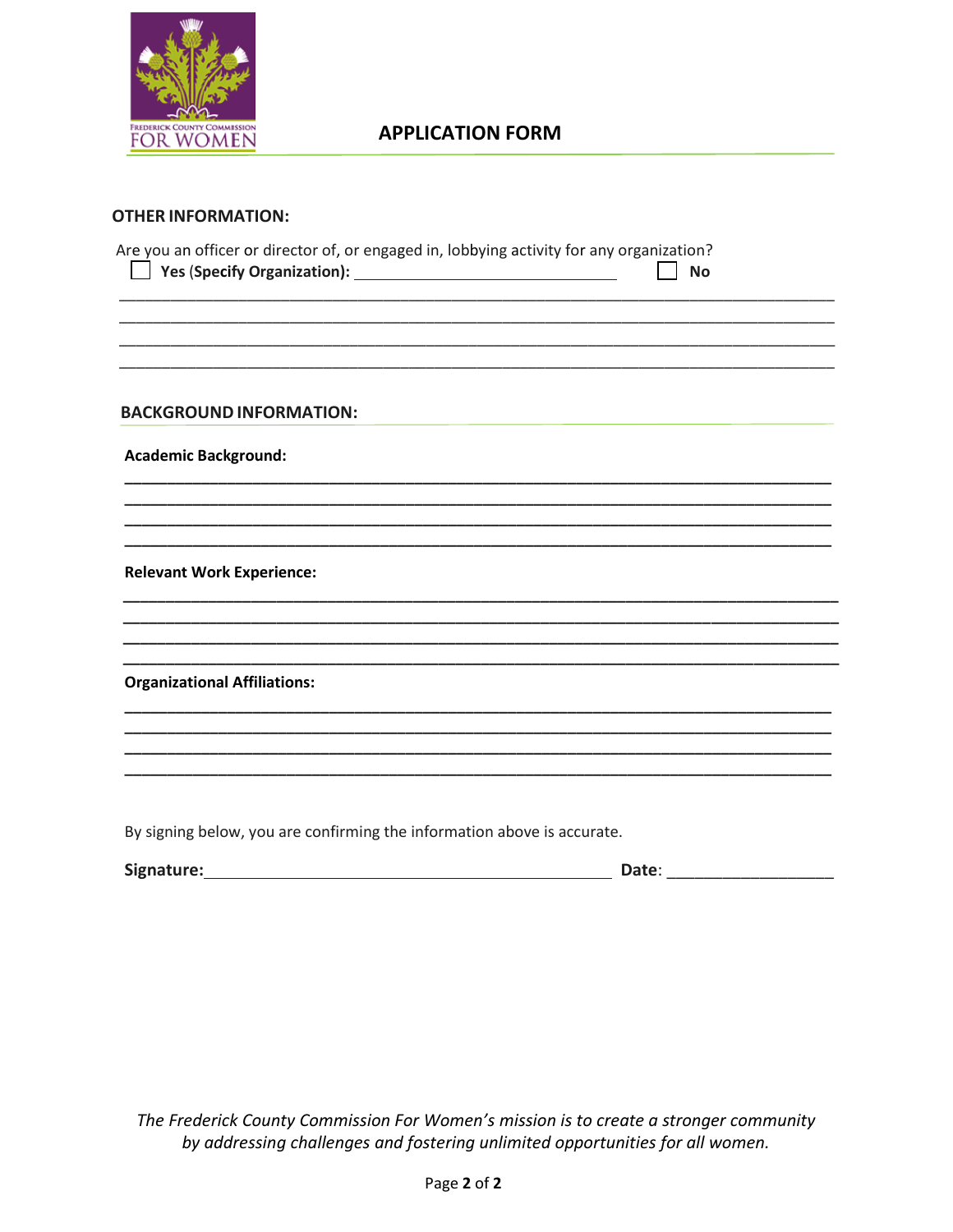## APPLICATION FORM

### OTHER INFORMATION:

Are you an officer or director of, or engaged in, lobbying activity for any organization?

☐ **Yes (Specify Organization):** ______________________________ ☐ **No**

________________________________________________________________________________

________________________________________________________________________________

________________________________________________________________________________

________________________________________________________________________________

### BACKGROUND INFORMATION:

**Academic Background:**

________________________________________________________________________________

________________________________________________________________________________

________________________________________________________________________________

________________________________________________________________________________

**Relevant Work Experience:**

________________________________________________________________________________

________________________________________________________________________________

________________________________________________________________________________

________________________________________________________________________________

**Organizational Affiliations:**

________________________________________________________________________________

________________________________________________________________________________

________________________________________________________________________________

________________________________________________________________________________

By signing below, you are confirming the information above is accurate.

**Signature:** ____________________________________________ **Date**: __________________

*The Frederick County Commission For Women's mission is to create a stronger community by addressing challenges and fostering unlimited opportunities for all women.*